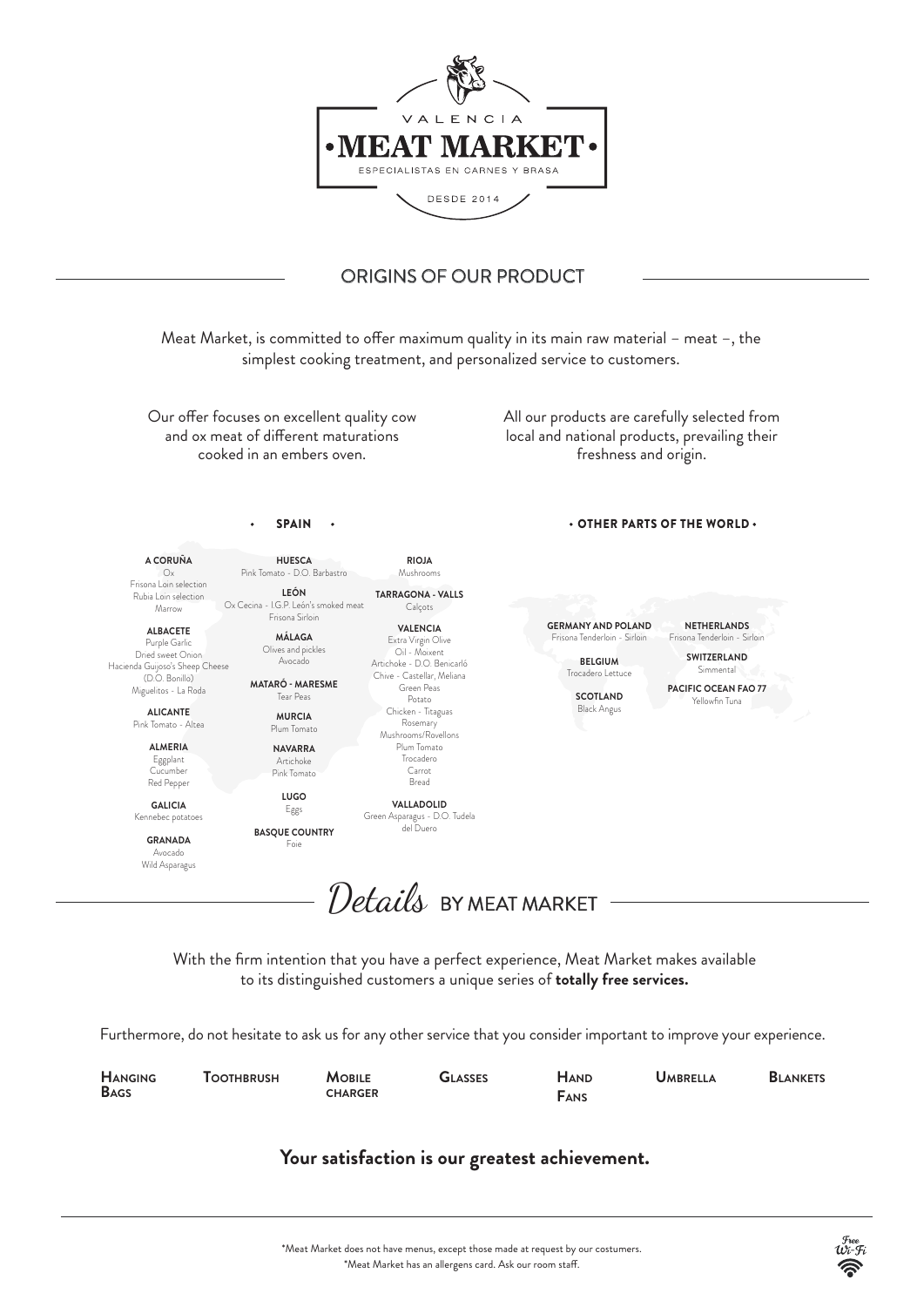VALENCIA

# MEAT MARKET

ESPECIALISTAS EN CARNES Y BRASA

DESDE 2014

## ORIGINS OF OUR PRODUCT

Meat Market, is committed to offer maximum quality in its main raw material – meat –, the simplest cooking treatment, and personalized service to customers.

Our offer focuses on excellent quality cow and ox meat of different maturations cooked in an embers oven.

All our products are carefully selected from local and national products, prevailing their freshness and origin.

### SPAIN

**A CORUÑA**
Ox
Frisona Loin selection
Rubia Loin selection
Marrow

**ALBACETE**
Purple Garlic
Dried sweet Onion
Hacienda Guijoso's Sheep Cheese (D.O. Bonillo)
Miguelitos - La Roda

**ALICANTE**
Pink Tomato - Altea

**ALMERIA**
Eggplant
Cucumber
Red Pepper

**GALICIA**
Kennebec potatoes

**GRANADA**
Avocado
Wild Asparagus

**HUESCA**
Pink Tomato - D.O. Barbastro

**LEÓN**
Ox Cecina - I.G.P. León's smoked meat
Frisona Sirloin

**MÁLAGA**
Olives and pickles
Avocado

**MATARÓ - MARESME**
Tear Peas

**MURCIA**
Plum Tomato

**NAVARRA**
Artichoke
Pink Tomato

**LUGO**
Eggs

**BASQUE COUNTRY**
Foie

**RIOJA**
Mushrooms

**TARRAGONA - VALLS**
Calçots

**VALENCIA**
Extra Virgin Olive Oil - Moixent
Artichoke - D.O. Benicarló
Chive - Castellar, Meliana
Green Peas
Potato
Chicken - Titaguas
Rosemary
Mushrooms/Rovellons
Plum Tomato
Trocadero
Carrot
Bread

**VALLADOLID**
Green Asparagus - D.O. Tudela del Duero

### OTHER PARTS OF THE WORLD

**GERMANY AND POLAND**
Frisona Tenderloin - Sirloin

**BELGIUM**
Trocadero Lettuce

**SCOTLAND**
Black Angus

**NETHERLANDS**
Frisona Tenderloin - Sirloin

**SWITZERLAND**
Simmental

**PACIFIC OCEAN FAO 77**
Yellowfin Tuna

## *Details* BY MEAT MARKET

With the firm intention that you have a perfect experience, Meat Market makes available to its distinguished customers a unique series of **totally free services.**

Furthermore, do not hesitate to ask us for any other service that you consider important to improve your experience.

**Hanging Bags** | **Toothbrush** | **Mobile charger** | **Glasses** | **Hand Fans** | **Umbrella** | **Blankets**

**Your satisfaction is our greatest achievement.**

*Meat Market does not have menus, except those made at request by our costumers.
*Meat Market has an allergens card. Ask our room staff.

Free Wi-Fi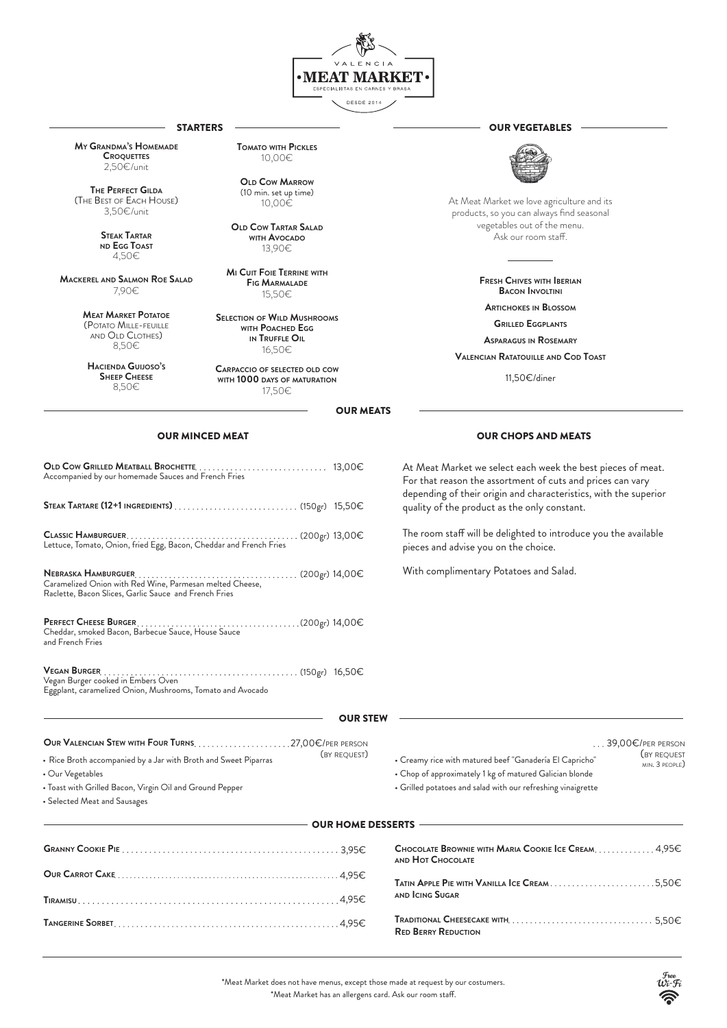VALENCIA

# ·MEAT MARKET·

ESPECIALISTAS EN CARNES Y BRASA

DESDE 2014

## STARTERS

**My Grandma's Homemade Croquettes**
2,50€/unit

**The Perfect Gilda**
(The Best of Each House)
3,50€/unit

**Steak Tartar nd Egg Toast**
4,50€

**Mackerel and Salmon Roe Salad**
7,90€

**Meat Market Potatoe**
(Potato Mille-feuille and Old Clothes)
8,50€

**Hacienda Guijoso's Sheep Cheese**
8,50€

**Tomato with Pickles**
10,00€

**Old Cow Marrow**
(10 min. set up time)
10,00€

**Old Cow Tartar Salad with Avocado**
13,90€

**Mi Cuit Foie Terrine with Fig Marmalade**
15,50€

**Selection of Wild Mushrooms with Poached Egg in Truffle Oil**
16,50€

**Carpaccio of selected old cow with 1000 days of maturation**
17,50€

## OUR VEGETABLES

At Meat Market we love agriculture and its products, so you can always find seasonal vegetables out of the menu.
Ask our room staff.

**Fresh Chives with Iberian Bacon Involtini**

**Artichokes in Blossom**

**Grilled Eggplants**

**Asparagus in Rosemary**

**Valencian Ratatouille and Cod Toast**

11,50€/diner

## OUR MEATS

### OUR MINCED MEAT

**Old Cow Grilled Meatball Brochette** ............ 13,00€
Accompanied by our homemade Sauces and French Fries

**Steak Tartare (12+1 ingredients)** ............ (150gr) 15,50€

**Classic Hamburguer** ............ (200gr) 13,00€
Lettuce, Tomato, Onion, fried Egg, Bacon, Cheddar and French Fries

**Nebraska Hamburguer** ............ (200gr) 14,00€
Caramelized Onion with Red Wine, Parmesan melted Cheese, Raclette, Bacon Slices, Garlic Sauce and French Fries

**Perfect Cheese Burger** ............ (200gr) 14,00€
Cheddar, smoked Bacon, Barbecue Sauce, House Sauce and French Fries

**Vegan Burger** ............ (150gr) 16,50€
Vegan Burger cooked in Embers Oven
Eggplant, caramelized Onion, Mushrooms, Tomato and Avocado

### OUR CHOPS AND MEATS

At Meat Market we select each week the best pieces of meat. For that reason the assortment of cuts and prices can vary depending of their origin and characteristics, with the superior quality of the product as the only constant.

The room staff will be delighted to introduce you the available pieces and advise you on the choice.

With complimentary Potatoes and Salad.

## OUR STEW

**Our Valencian Stew with Four Turns** ............ 27,00€/per person (by request)

- Rice Broth accompanied by a Jar with Broth and Sweet Piparras
- Our Vegetables
- Toast with Grilled Bacon, Virgin Oil and Ground Pepper
- Selected Meat and Sausages

... 39,00€/per person (by request min. 3 people)

- Creamy rice with matured beef "Ganadería El Capricho"
- Chop of approximately 1 kg of matured Galician blonde
- Grilled potatoes and salad with our refreshing vinaigrette

## OUR HOME DESSERTS

**Granny Cookie Pie** ............ 3,95€

**Our Carrot Cake** ............ 4,95€

**Tiramisu** ............ 4,95€

**Tangerine Sorbet** ............ 4,95€

**Chocolate Brownie with Maria Cookie Ice Cream and Hot Chocolate** ............ 4,95€

**Tatin Apple Pie with Vanilla Ice Cream and Icing Sugar** ............ 5,50€

**Traditional Cheesecake with Red Berry Reduction** ............ 5,50€

*Meat Market does not have menus, except those made at request by our costumers.
*Meat Market has an allergens card. Ask our room staff.

Free Wi-Fi